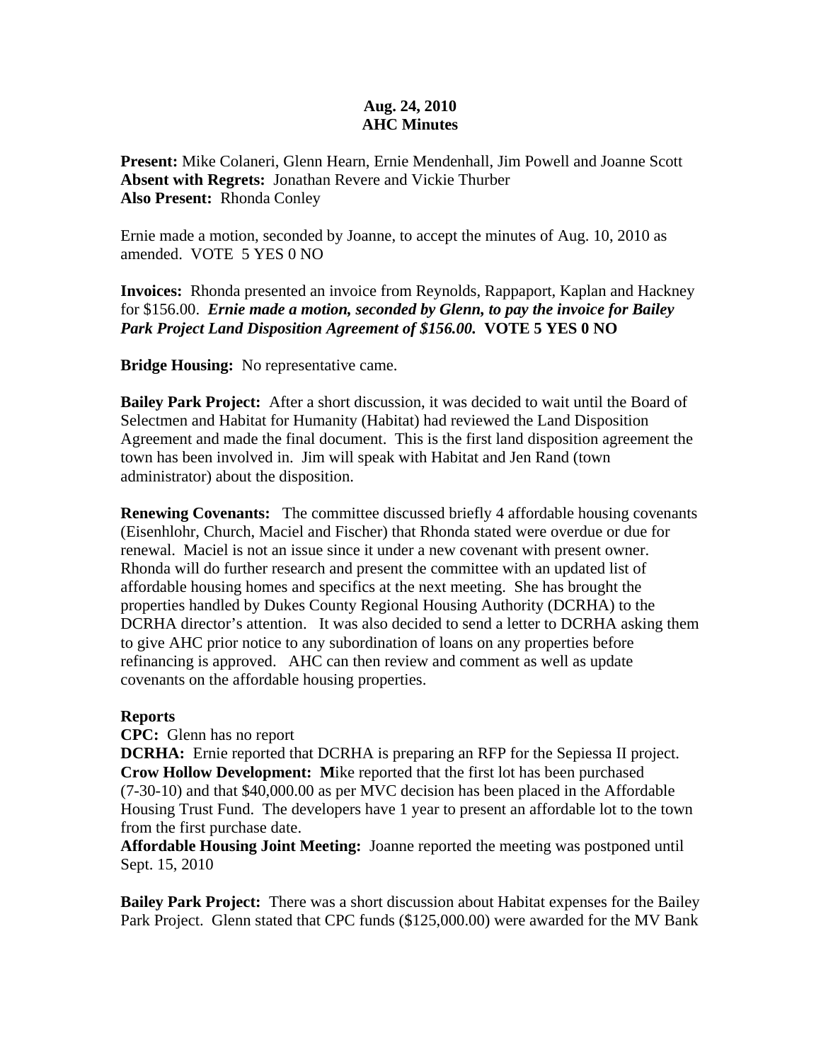**Aug. 24, 2010**
**AHC Minutes**

**Present:** Mike Colaneri, Glenn Hearn, Ernie Mendenhall, Jim Powell and Joanne Scott
**Absent with Regrets:** Jonathan Revere and Vickie Thurber
**Also Present:** Rhonda Conley

Ernie made a motion, seconded by Joanne, to accept the minutes of Aug. 10, 2010 as amended. VOTE 5 YES 0 NO

**Invoices:** Rhonda presented an invoice from Reynolds, Rappaport, Kaplan and Hackney for $156.00. ***Ernie made a motion, seconded by Glenn, to pay the invoice for Bailey Park Project Land Disposition Agreement of $156.00.*** **VOTE 5 YES 0 NO**

**Bridge Housing:** No representative came.

**Bailey Park Project:** After a short discussion, it was decided to wait until the Board of Selectmen and Habitat for Humanity (Habitat) had reviewed the Land Disposition Agreement and made the final document. This is the first land disposition agreement the town has been involved in. Jim will speak with Habitat and Jen Rand (town administrator) about the disposition.

**Renewing Covenants:** The committee discussed briefly 4 affordable housing covenants (Eisenhlohr, Church, Maciel and Fischer) that Rhonda stated were overdue or due for renewal. Maciel is not an issue since it under a new covenant with present owner. Rhonda will do further research and present the committee with an updated list of affordable housing homes and specifics at the next meeting. She has brought the properties handled by Dukes County Regional Housing Authority (DCRHA) to the DCRHA director's attention. It was also decided to send a letter to DCRHA asking them to give AHC prior notice to any subordination of loans on any properties before refinancing is approved. AHC can then review and comment as well as update covenants on the affordable housing properties.

**Reports**
**CPC:** Glenn has no report
**DCRHA:** Ernie reported that DCRHA is preparing an RFP for the Sepiessa II project.
**Crow Hollow Development: M**ike reported that the first lot has been purchased (7-30-10) and that $40,000.00 as per MVC decision has been placed in the Affordable Housing Trust Fund. The developers have 1 year to present an affordable lot to the town from the first purchase date.
**Affordable Housing Joint Meeting:** Joanne reported the meeting was postponed until Sept. 15, 2010

**Bailey Park Project:** There was a short discussion about Habitat expenses for the Bailey Park Project. Glenn stated that CPC funds ($125,000.00) were awarded for the MV Bank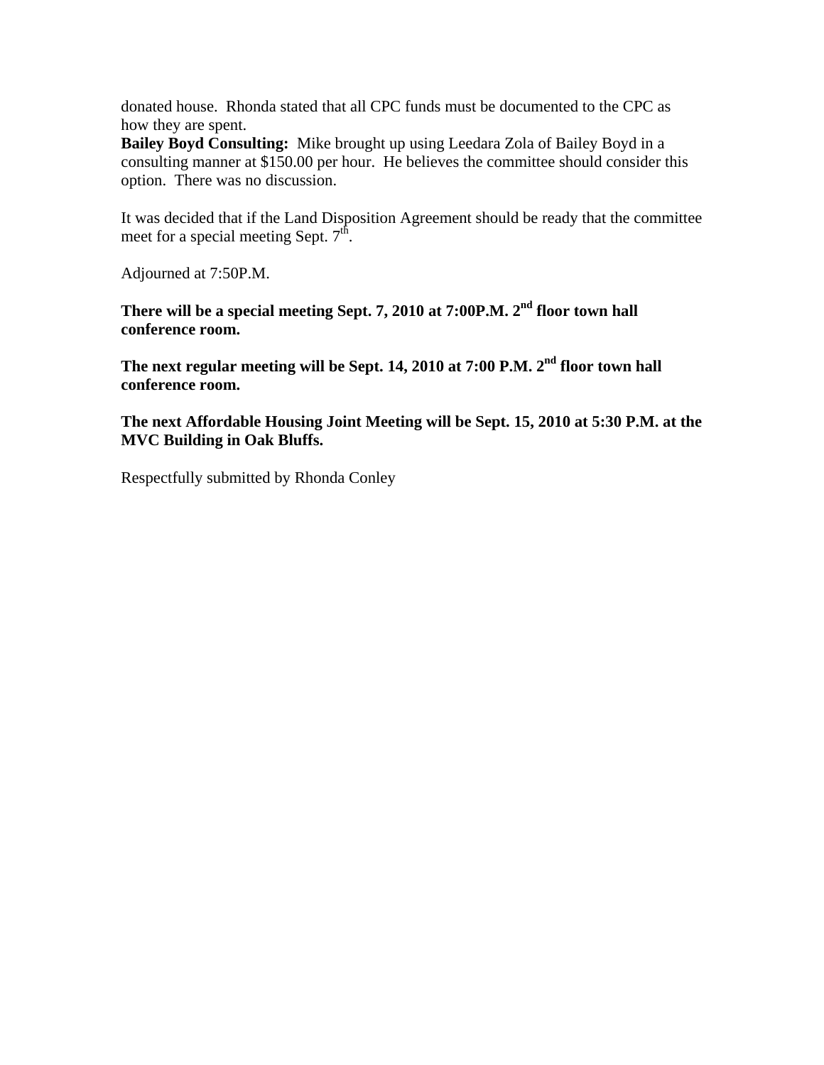donated house. Rhonda stated that all CPC funds must be documented to the CPC as how they are spent.

**Bailey Boyd Consulting:** Mike brought up using Leedara Zola of Bailey Boyd in a consulting manner at $150.00 per hour. He believes the committee should consider this option. There was no discussion.

It was decided that if the Land Disposition Agreement should be ready that the committee meet for a special meeting Sept. 7th.

Adjourned at 7:50P.M.

**There will be a special meeting Sept. 7, 2010 at 7:00P.M. 2nd floor town hall conference room.**

**The next regular meeting will be Sept. 14, 2010 at 7:00 P.M. 2nd floor town hall conference room.**

**The next Affordable Housing Joint Meeting will be Sept. 15, 2010 at 5:30 P.M. at the MVC Building in Oak Bluffs.**

Respectfully submitted by Rhonda Conley